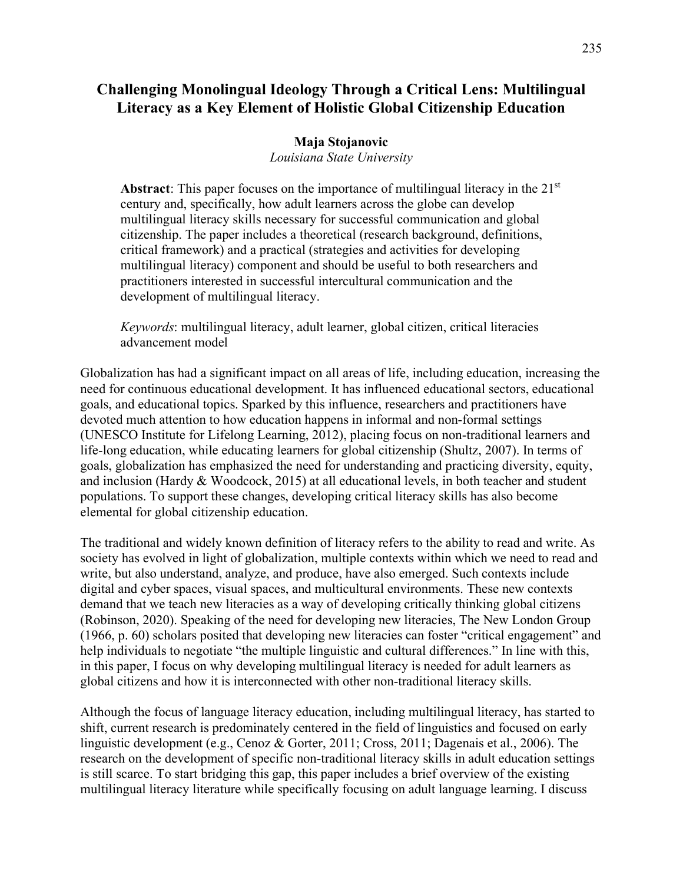# Challenging Monolingual Ideology Through a Critical Lens: Multilingual Literacy as a Key Element of Holistic Global Citizenship Education

**Maja Stojanovic**
*Louisiana State University*

> **Abstract**: This paper focuses on the importance of multilingual literacy in the 21st century and, specifically, how adult learners across the globe can develop multilingual literacy skills necessary for successful communication and global citizenship. The paper includes a theoretical (research background, definitions, critical framework) and a practical (strategies and activities for developing multilingual literacy) component and should be useful to both researchers and practitioners interested in successful intercultural communication and the development of multilingual literacy.
>
> *Keywords*: multilingual literacy, adult learner, global citizen, critical literacies advancement model

Globalization has had a significant impact on all areas of life, including education, increasing the need for continuous educational development. It has influenced educational sectors, educational goals, and educational topics. Sparked by this influence, researchers and practitioners have devoted much attention to how education happens in informal and non-formal settings (UNESCO Institute for Lifelong Learning, 2012), placing focus on non-traditional learners and life-long education, while educating learners for global citizenship (Shultz, 2007). In terms of goals, globalization has emphasized the need for understanding and practicing diversity, equity, and inclusion (Hardy & Woodcock, 2015) at all educational levels, in both teacher and student populations. To support these changes, developing critical literacy skills has also become elemental for global citizenship education.

The traditional and widely known definition of literacy refers to the ability to read and write. As society has evolved in light of globalization, multiple contexts within which we need to read and write, but also understand, analyze, and produce, have also emerged. Such contexts include digital and cyber spaces, visual spaces, and multicultural environments. These new contexts demand that we teach new literacies as a way of developing critically thinking global citizens (Robinson, 2020). Speaking of the need for developing new literacies, The New London Group (1966, p. 60) scholars posited that developing new literacies can foster "critical engagement" and help individuals to negotiate "the multiple linguistic and cultural differences." In line with this, in this paper, I focus on why developing multilingual literacy is needed for adult learners as global citizens and how it is interconnected with other non-traditional literacy skills.

Although the focus of language literacy education, including multilingual literacy, has started to shift, current research is predominately centered in the field of linguistics and focused on early linguistic development (e.g., Cenoz & Gorter, 2011; Cross, 2011; Dagenais et al., 2006). The research on the development of specific non-traditional literacy skills in adult education settings is still scarce. To start bridging this gap, this paper includes a brief overview of the existing multilingual literacy literature while specifically focusing on adult language learning. I discuss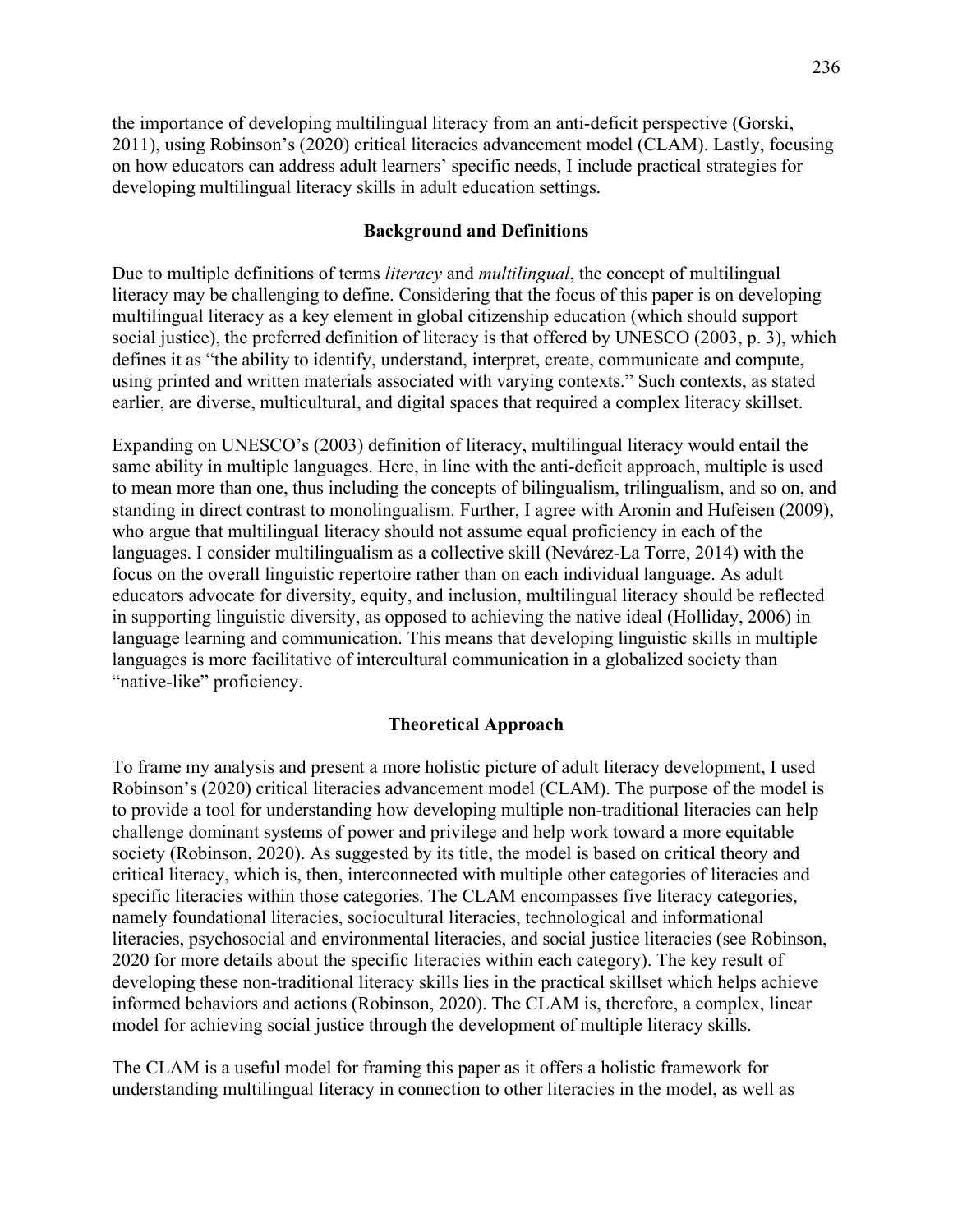the importance of developing multilingual literacy from an anti-deficit perspective (Gorski, 2011), using Robinson's (2020) critical literacies advancement model (CLAM). Lastly, focusing on how educators can address adult learners' specific needs, I include practical strategies for developing multilingual literacy skills in adult education settings.

## Background and Definitions

Due to multiple definitions of terms *literacy* and *multilingual*, the concept of multilingual literacy may be challenging to define. Considering that the focus of this paper is on developing multilingual literacy as a key element in global citizenship education (which should support social justice), the preferred definition of literacy is that offered by UNESCO (2003, p. 3), which defines it as "the ability to identify, understand, interpret, create, communicate and compute, using printed and written materials associated with varying contexts." Such contexts, as stated earlier, are diverse, multicultural, and digital spaces that required a complex literacy skillset.

Expanding on UNESCO's (2003) definition of literacy, multilingual literacy would entail the same ability in multiple languages. Here, in line with the anti-deficit approach, multiple is used to mean more than one, thus including the concepts of bilingualism, trilingualism, and so on, and standing in direct contrast to monolingualism. Further, I agree with Aronin and Hufeisen (2009), who argue that multilingual literacy should not assume equal proficiency in each of the languages. I consider multilingualism as a collective skill (Nevárez-La Torre, 2014) with the focus on the overall linguistic repertoire rather than on each individual language. As adult educators advocate for diversity, equity, and inclusion, multilingual literacy should be reflected in supporting linguistic diversity, as opposed to achieving the native ideal (Holliday, 2006) in language learning and communication. This means that developing linguistic skills in multiple languages is more facilitative of intercultural communication in a globalized society than "native-like" proficiency.

## Theoretical Approach

To frame my analysis and present a more holistic picture of adult literacy development, I used Robinson's (2020) critical literacies advancement model (CLAM). The purpose of the model is to provide a tool for understanding how developing multiple non-traditional literacies can help challenge dominant systems of power and privilege and help work toward a more equitable society (Robinson, 2020). As suggested by its title, the model is based on critical theory and critical literacy, which is, then, interconnected with multiple other categories of literacies and specific literacies within those categories. The CLAM encompasses five literacy categories, namely foundational literacies, sociocultural literacies, technological and informational literacies, psychosocial and environmental literacies, and social justice literacies (see Robinson, 2020 for more details about the specific literacies within each category). The key result of developing these non-traditional literacy skills lies in the practical skillset which helps achieve informed behaviors and actions (Robinson, 2020). The CLAM is, therefore, a complex, linear model for achieving social justice through the development of multiple literacy skills.

The CLAM is a useful model for framing this paper as it offers a holistic framework for understanding multilingual literacy in connection to other literacies in the model, as well as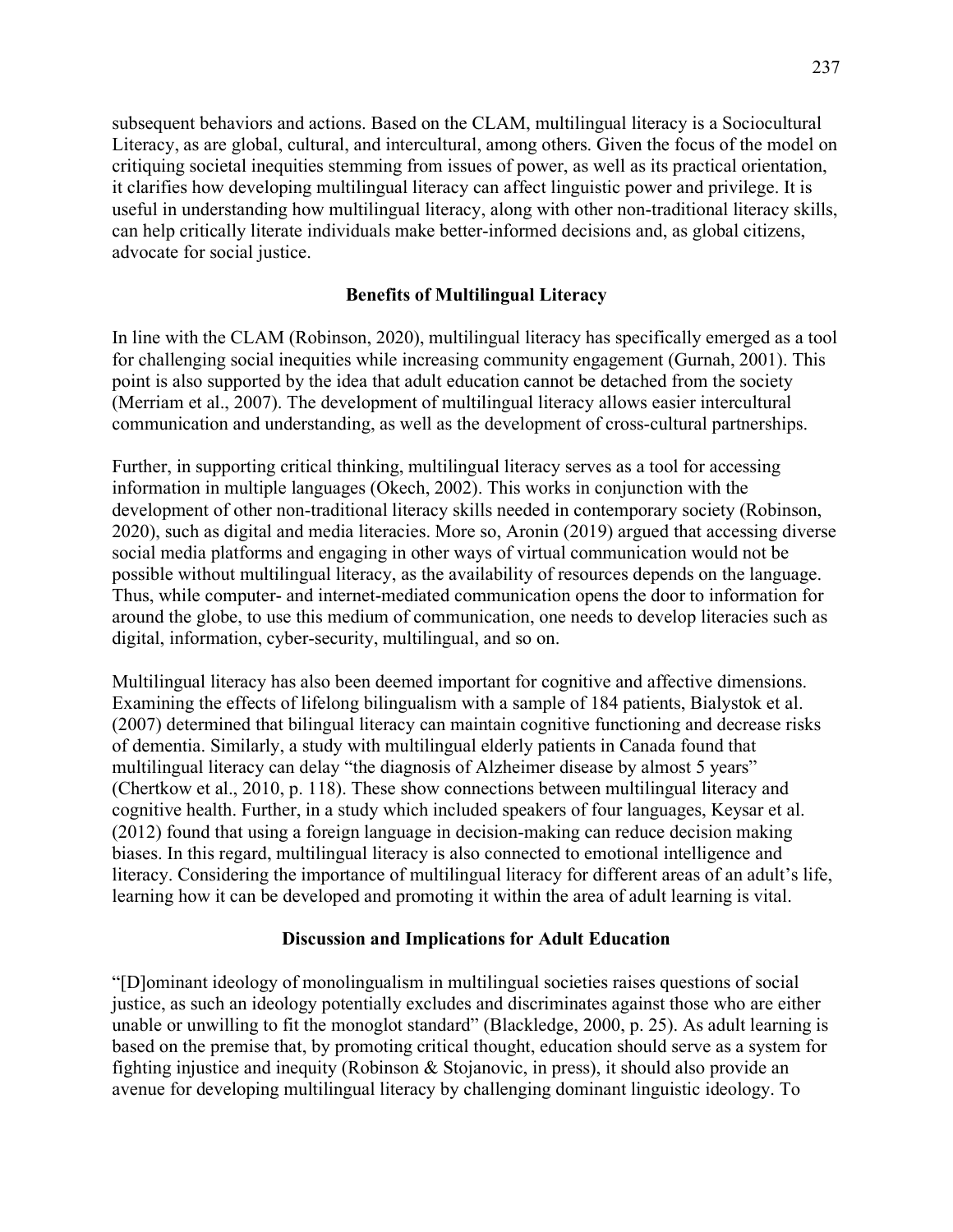subsequent behaviors and actions. Based on the CLAM, multilingual literacy is a Sociocultural Literacy, as are global, cultural, and intercultural, among others. Given the focus of the model on critiquing societal inequities stemming from issues of power, as well as its practical orientation, it clarifies how developing multilingual literacy can affect linguistic power and privilege. It is useful in understanding how multilingual literacy, along with other non-traditional literacy skills, can help critically literate individuals make better-informed decisions and, as global citizens, advocate for social justice.

## Benefits of Multilingual Literacy

In line with the CLAM (Robinson, 2020), multilingual literacy has specifically emerged as a tool for challenging social inequities while increasing community engagement (Gurnah, 2001). This point is also supported by the idea that adult education cannot be detached from the society (Merriam et al., 2007). The development of multilingual literacy allows easier intercultural communication and understanding, as well as the development of cross-cultural partnerships.

Further, in supporting critical thinking, multilingual literacy serves as a tool for accessing information in multiple languages (Okech, 2002). This works in conjunction with the development of other non-traditional literacy skills needed in contemporary society (Robinson, 2020), such as digital and media literacies. More so, Aronin (2019) argued that accessing diverse social media platforms and engaging in other ways of virtual communication would not be possible without multilingual literacy, as the availability of resources depends on the language. Thus, while computer- and internet-mediated communication opens the door to information for around the globe, to use this medium of communication, one needs to develop literacies such as digital, information, cyber-security, multilingual, and so on.

Multilingual literacy has also been deemed important for cognitive and affective dimensions. Examining the effects of lifelong bilingualism with a sample of 184 patients, Bialystok et al. (2007) determined that bilingual literacy can maintain cognitive functioning and decrease risks of dementia. Similarly, a study with multilingual elderly patients in Canada found that multilingual literacy can delay "the diagnosis of Alzheimer disease by almost 5 years" (Chertkow et al., 2010, p. 118). These show connections between multilingual literacy and cognitive health. Further, in a study which included speakers of four languages, Keysar et al. (2012) found that using a foreign language in decision-making can reduce decision making biases. In this regard, multilingual literacy is also connected to emotional intelligence and literacy. Considering the importance of multilingual literacy for different areas of an adult's life, learning how it can be developed and promoting it within the area of adult learning is vital.

## Discussion and Implications for Adult Education

"[D]ominant ideology of monolingualism in multilingual societies raises questions of social justice, as such an ideology potentially excludes and discriminates against those who are either unable or unwilling to fit the monoglot standard" (Blackledge, 2000, p. 25). As adult learning is based on the premise that, by promoting critical thought, education should serve as a system for fighting injustice and inequity (Robinson & Stojanovic, in press), it should also provide an avenue for developing multilingual literacy by challenging dominant linguistic ideology. To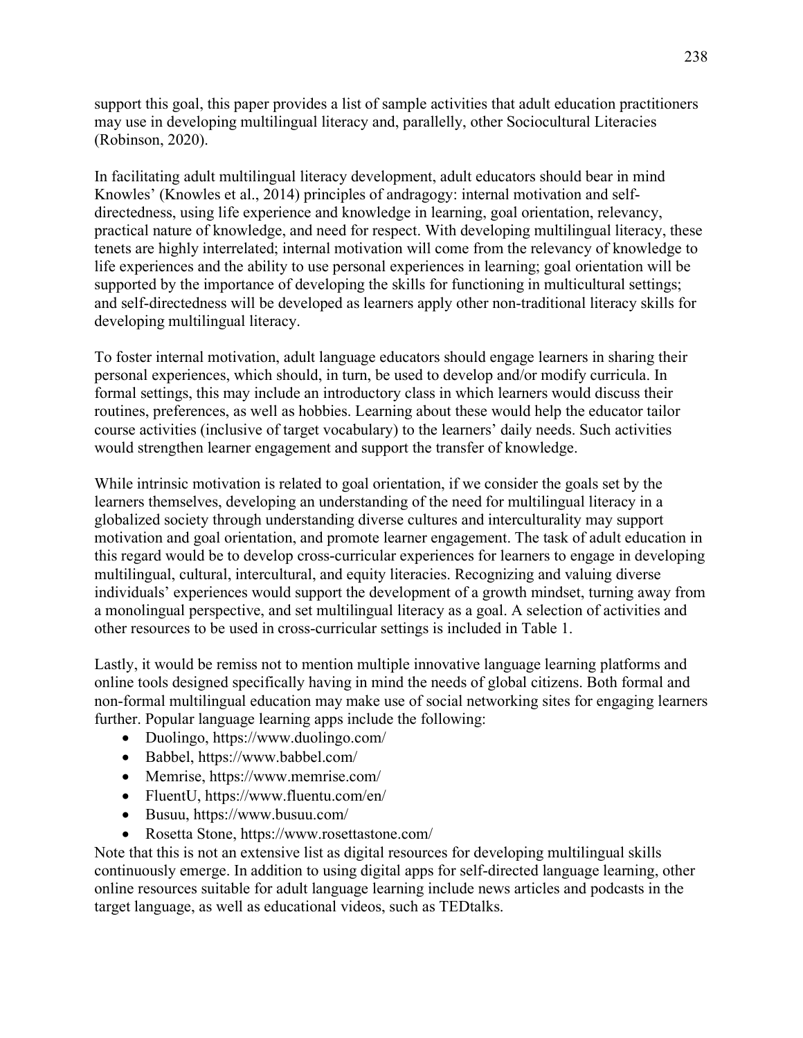support this goal, this paper provides a list of sample activities that adult education practitioners may use in developing multilingual literacy and, parallelly, other Sociocultural Literacies (Robinson, 2020).

In facilitating adult multilingual literacy development, adult educators should bear in mind Knowles' (Knowles et al., 2014) principles of andragogy: internal motivation and self-directedness, using life experience and knowledge in learning, goal orientation, relevancy, practical nature of knowledge, and need for respect. With developing multilingual literacy, these tenets are highly interrelated; internal motivation will come from the relevancy of knowledge to life experiences and the ability to use personal experiences in learning; goal orientation will be supported by the importance of developing the skills for functioning in multicultural settings; and self-directedness will be developed as learners apply other non-traditional literacy skills for developing multilingual literacy.

To foster internal motivation, adult language educators should engage learners in sharing their personal experiences, which should, in turn, be used to develop and/or modify curricula. In formal settings, this may include an introductory class in which learners would discuss their routines, preferences, as well as hobbies. Learning about these would help the educator tailor course activities (inclusive of target vocabulary) to the learners' daily needs. Such activities would strengthen learner engagement and support the transfer of knowledge.

While intrinsic motivation is related to goal orientation, if we consider the goals set by the learners themselves, developing an understanding of the need for multilingual literacy in a globalized society through understanding diverse cultures and interculturality may support motivation and goal orientation, and promote learner engagement. The task of adult education in this regard would be to develop cross-curricular experiences for learners to engage in developing multilingual, cultural, intercultural, and equity literacies. Recognizing and valuing diverse individuals' experiences would support the development of a growth mindset, turning away from a monolingual perspective, and set multilingual literacy as a goal. A selection of activities and other resources to be used in cross-curricular settings is included in Table 1.

Lastly, it would be remiss not to mention multiple innovative language learning platforms and online tools designed specifically having in mind the needs of global citizens. Both formal and non-formal multilingual education may make use of social networking sites for engaging learners further. Popular language learning apps include the following:

- Duolingo, https://www.duolingo.com/
- Babbel, https://www.babbel.com/
- Memrise, https://www.memrise.com/
- FluentU, https://www.fluentu.com/en/
- Busuu, https://www.busuu.com/
- Rosetta Stone, https://www.rosettastone.com/

Note that this is not an extensive list as digital resources for developing multilingual skills continuously emerge. In addition to using digital apps for self-directed language learning, other online resources suitable for adult language learning include news articles and podcasts in the target language, as well as educational videos, such as TEDtalks.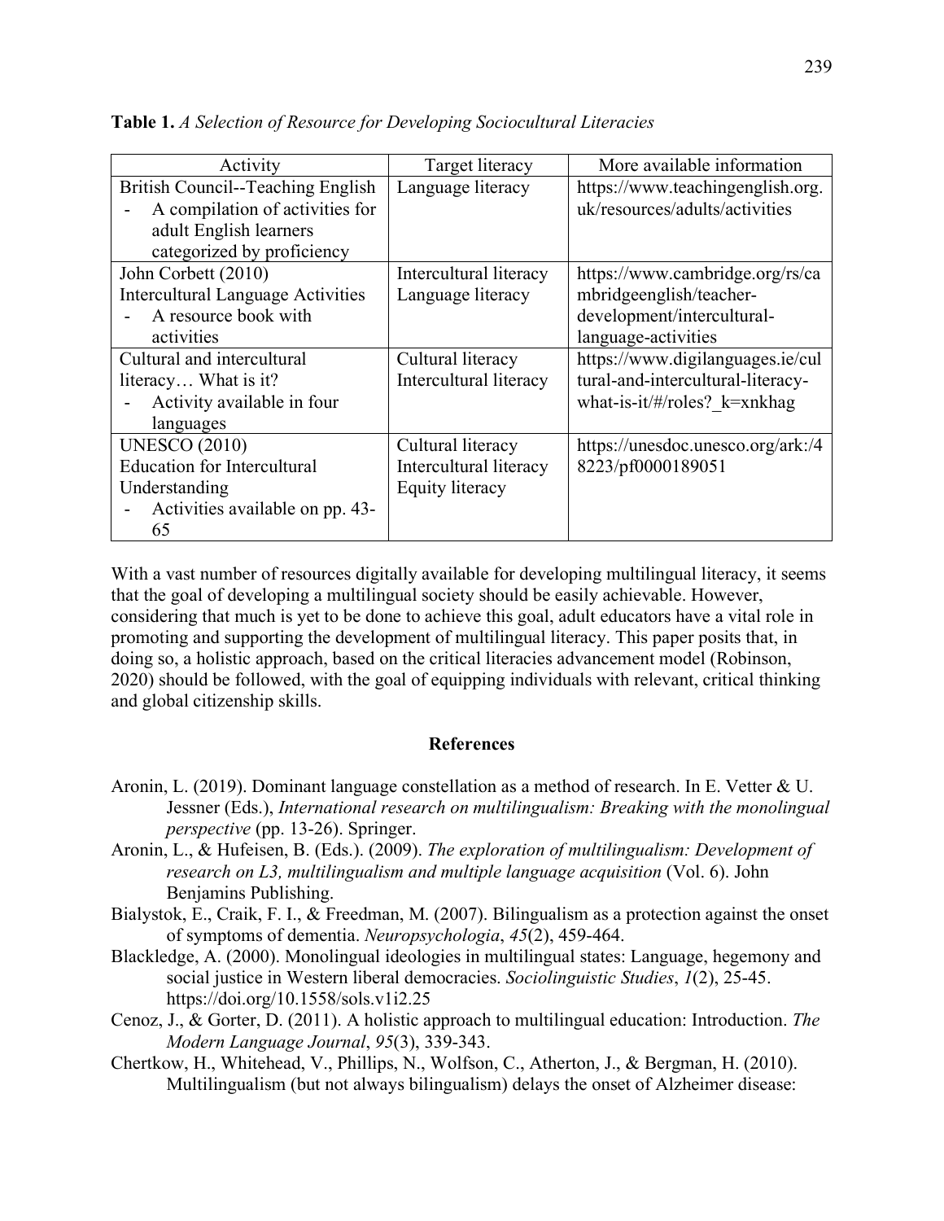**Table 1.** *A Selection of Resource for Developing Sociocultural Literacies*

| Activity | Target literacy | More available information |
|---|---|---|
| British Council--Teaching English<br>- A compilation of activities for adult English learners categorized by proficiency | Language literacy | https://www.teachingenglish.org.uk/resources/adults/activities |
| John Corbett (2010)<br>Intercultural Language Activities<br>- A resource book with activities | Intercultural literacy<br>Language literacy | https://www.cambridge.org/rs/cambridgeenglish/teacher-development/intercultural-language-activities |
| Cultural and intercultural literacy… What is it?<br>- Activity available in four languages | Cultural literacy<br>Intercultural literacy | https://www.digilanguages.ie/cultural-and-intercultural-literacy-what-is-it/#/roles?_k=xnkhag |
| UNESCO (2010)<br>Education for Intercultural Understanding<br>- Activities available on pp. 43-65 | Cultural literacy<br>Intercultural literacy<br>Equity literacy | https://unesdoc.unesco.org/ark:/48223/pf0000189051 |

With a vast number of resources digitally available for developing multilingual literacy, it seems that the goal of developing a multilingual society should be easily achievable. However, considering that much is yet to be done to achieve this goal, adult educators have a vital role in promoting and supporting the development of multilingual literacy. This paper posits that, in doing so, a holistic approach, based on the critical literacies advancement model (Robinson, 2020) should be followed, with the goal of equipping individuals with relevant, critical thinking and global citizenship skills.

## References

Aronin, L. (2019). Dominant language constellation as a method of research. In E. Vetter & U. Jessner (Eds.), *International research on multilingualism: Breaking with the monolingual perspective* (pp. 13-26). Springer.

Aronin, L., & Hufeisen, B. (Eds.). (2009). *The exploration of multilingualism: Development of research on L3, multilingualism and multiple language acquisition* (Vol. 6). John Benjamins Publishing.

Bialystok, E., Craik, F. I., & Freedman, M. (2007). Bilingualism as a protection against the onset of symptoms of dementia. *Neuropsychologia*, *45*(2), 459-464.

Blackledge, A. (2000). Monolingual ideologies in multilingual states: Language, hegemony and social justice in Western liberal democracies. *Sociolinguistic Studies*, *1*(2), 25-45. https://doi.org/10.1558/sols.v1i2.25

Cenoz, J., & Gorter, D. (2011). A holistic approach to multilingual education: Introduction. *The Modern Language Journal*, *95*(3), 339-343.

Chertkow, H., Whitehead, V., Phillips, N., Wolfson, C., Atherton, J., & Bergman, H. (2010). Multilingualism (but not always bilingualism) delays the onset of Alzheimer disease: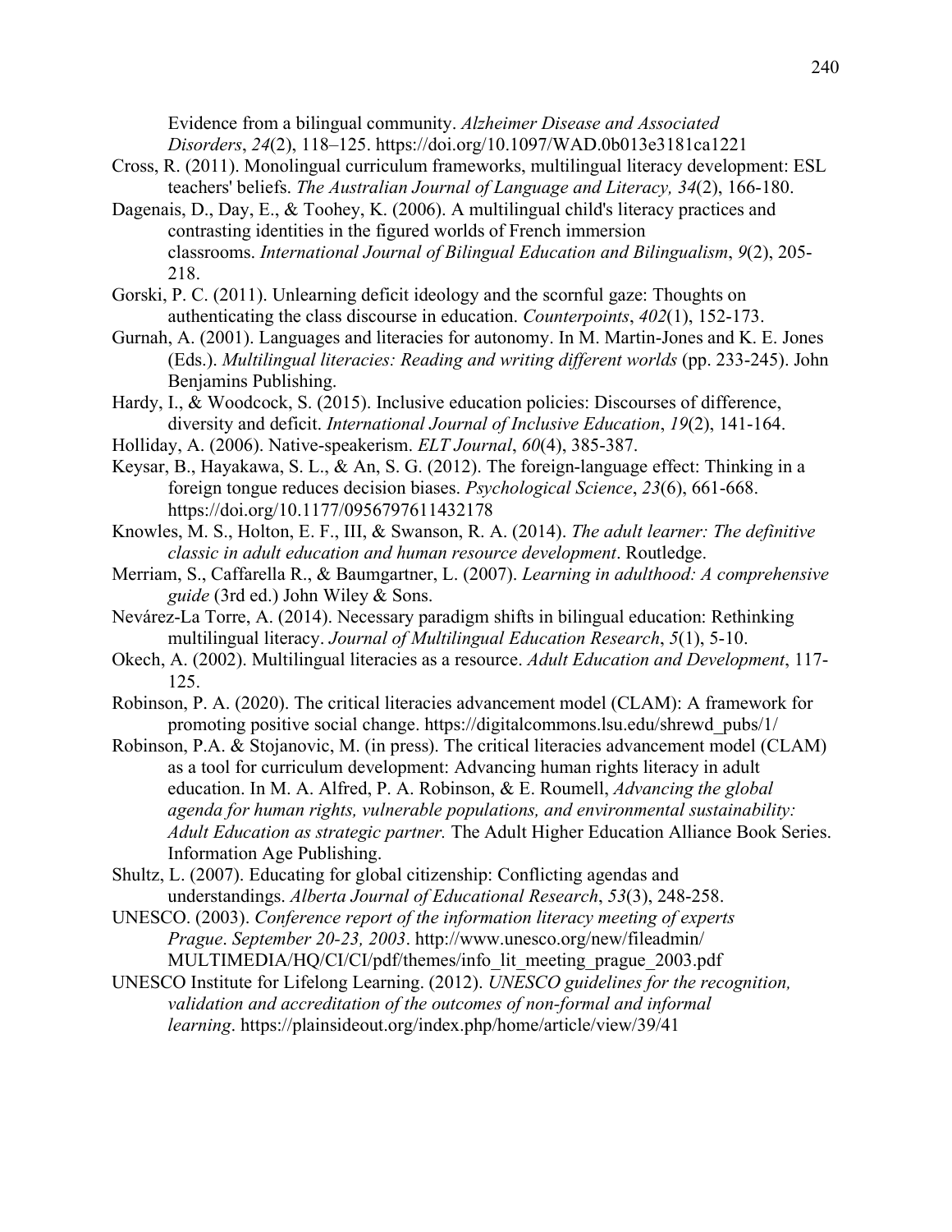Evidence from a bilingual community. *Alzheimer Disease and Associated Disorders*, *24*(2), 118–125. https://doi.org/10.1097/WAD.0b013e3181ca1221

Cross, R. (2011). Monolingual curriculum frameworks, multilingual literacy development: ESL teachers' beliefs. *The Australian Journal of Language and Literacy, 34*(2), 166-180.

Dagenais, D., Day, E., & Toohey, K. (2006). A multilingual child's literacy practices and contrasting identities in the figured worlds of French immersion classrooms. *International Journal of Bilingual Education and Bilingualism*, *9*(2), 205-218.

Gorski, P. C. (2011). Unlearning deficit ideology and the scornful gaze: Thoughts on authenticating the class discourse in education. *Counterpoints*, *402*(1), 152-173.

Gurnah, A. (2001). Languages and literacies for autonomy. In M. Martin-Jones and K. E. Jones (Eds.). *Multilingual literacies: Reading and writing different worlds* (pp. 233-245). John Benjamins Publishing.

Hardy, I., & Woodcock, S. (2015). Inclusive education policies: Discourses of difference, diversity and deficit. *International Journal of Inclusive Education*, *19*(2), 141-164.

Holliday, A. (2006). Native-speakerism. *ELT Journal*, *60*(4), 385-387.

Keysar, B., Hayakawa, S. L., & An, S. G. (2012). The foreign-language effect: Thinking in a foreign tongue reduces decision biases. *Psychological Science*, *23*(6), 661-668. https://doi.org/10.1177/0956797611432178

Knowles, M. S., Holton, E. F., III, & Swanson, R. A. (2014). *The adult learner: The definitive classic in adult education and human resource development*. Routledge.

Merriam, S., Caffarella R., & Baumgartner, L. (2007). *Learning in adulthood: A comprehensive guide* (3rd ed.) John Wiley & Sons.

Nevárez-La Torre, A. (2014). Necessary paradigm shifts in bilingual education: Rethinking multilingual literacy. *Journal of Multilingual Education Research*, *5*(1), 5-10.

Okech, A. (2002). Multilingual literacies as a resource. *Adult Education and Development*, 117-125.

Robinson, P. A. (2020). The critical literacies advancement model (CLAM): A framework for promoting positive social change. https://digitalcommons.lsu.edu/shrewd_pubs/1/

Robinson, P.A. & Stojanovic, M. (in press). The critical literacies advancement model (CLAM) as a tool for curriculum development: Advancing human rights literacy in adult education. In M. A. Alfred, P. A. Robinson, & E. Roumell, *Advancing the global agenda for human rights, vulnerable populations, and environmental sustainability: Adult Education as strategic partner.* The Adult Higher Education Alliance Book Series. Information Age Publishing.

Shultz, L. (2007). Educating for global citizenship: Conflicting agendas and understandings. *Alberta Journal of Educational Research*, *53*(3), 248-258.

UNESCO. (2003). *Conference report of the information literacy meeting of experts Prague*. *September 20-23, 2003*. http://www.unesco.org/new/fileadmin/MULTIMEDIA/HQ/CI/CI/pdf/themes/info_lit_meeting_prague_2003.pdf

UNESCO Institute for Lifelong Learning. (2012). *UNESCO guidelines for the recognition, validation and accreditation of the outcomes of non-formal and informal learning*. https://plainsideout.org/index.php/home/article/view/39/41